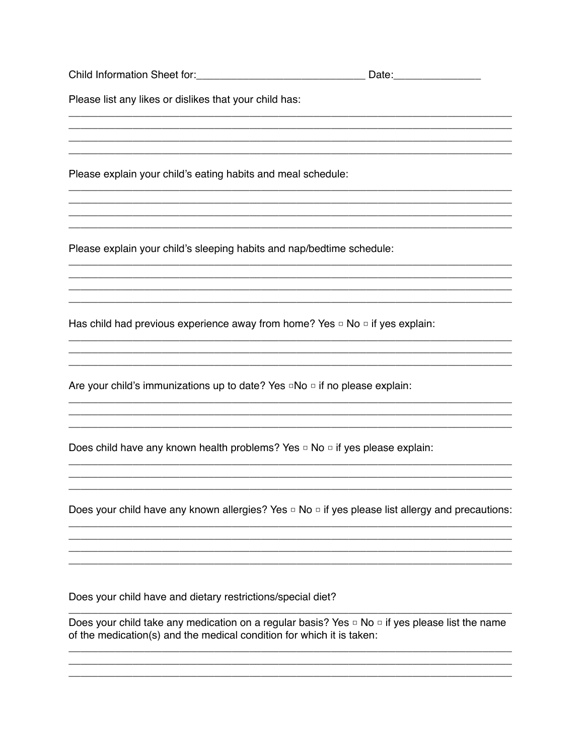Child Information Sheet for:_____________________________ Date:_______________

Please list any likes or dislikes that your child has:

_______________________________________________________________________________
_______________________________________________________________________________
_______________________________________________________________________________
_______________________________________________________________________________

Please explain your child's eating habits and meal schedule:

_______________________________________________________________________________
_______________________________________________________________________________
_______________________________________________________________________________
_______________________________________________________________________________

Please explain your child's sleeping habits and nap/bedtime schedule:

_______________________________________________________________________________
_______________________________________________________________________________
_______________________________________________________________________________
_______________________________________________________________________________

Has child had previous experience away from home? Yes ▫ No ▫ if yes explain:

_______________________________________________________________________________
_______________________________________________________________________________
_______________________________________________________________________________

Are your child's immunizations up to date? Yes ▫No ▫ if no please explain:

_______________________________________________________________________________
_______________________________________________________________________________
_______________________________________________________________________________

Does child have any known health problems? Yes ▫ No ▫ if yes please explain:

_______________________________________________________________________________
_______________________________________________________________________________
_______________________________________________________________________________

Does your child have any known allergies? Yes ▫ No ▫ if yes please list allergy and precautions:

_______________________________________________________________________________
_______________________________________________________________________________
_______________________________________________________________________________
_______________________________________________________________________________

Does your child have and dietary restrictions/special diet?

_______________________________________________________________________________

Does your child take any medication on a regular basis? Yes ▫ No ▫ if yes please list the name of the medication(s) and the medical condition for which it is taken:

_______________________________________________________________________________
_______________________________________________________________________________
_______________________________________________________________________________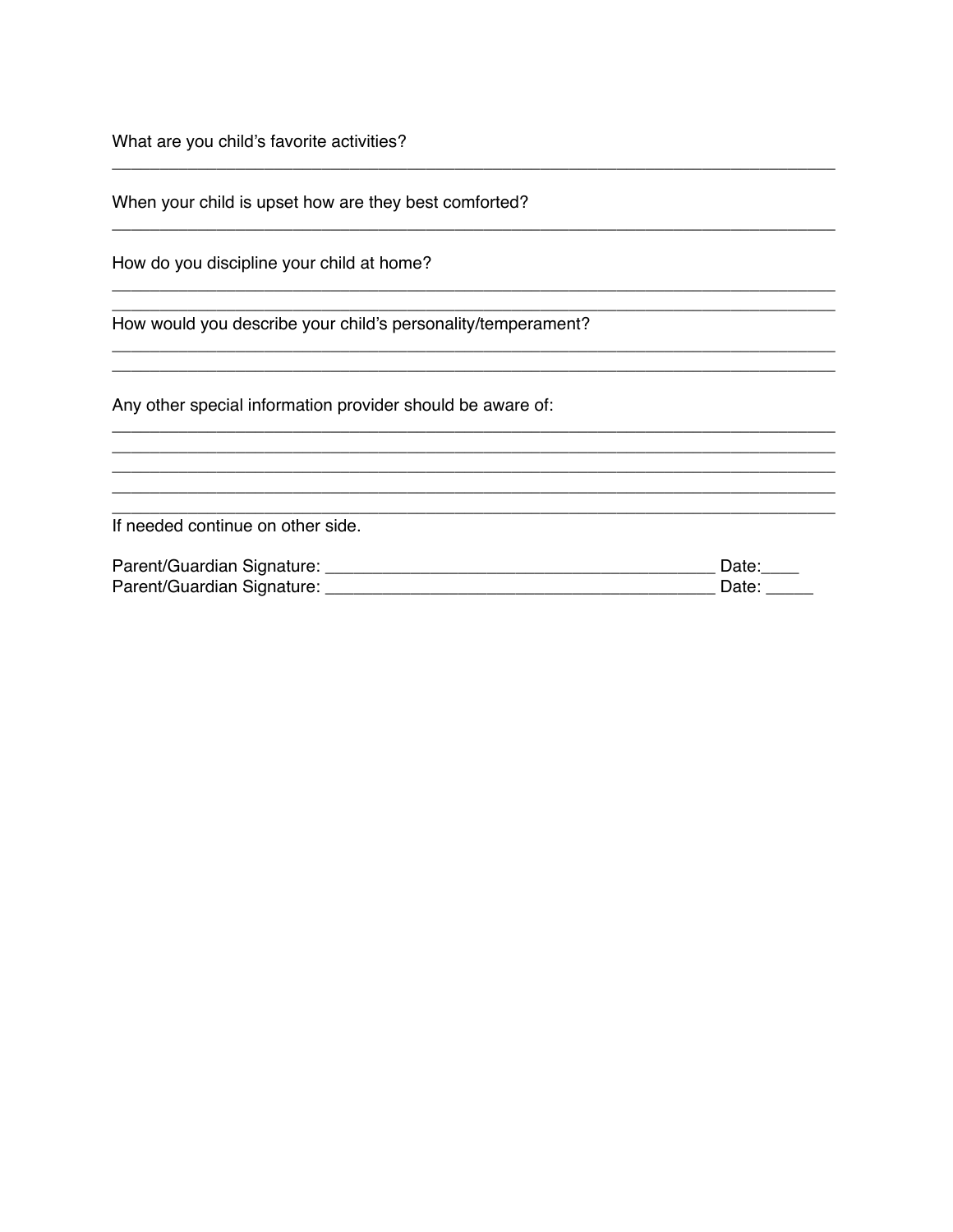What are you child's favorite activities?

______________________________________________________________________________

When your child is upset how are they best comforted?

______________________________________________________________________________

How do you discipline your child at home?

______________________________________________________________________________
______________________________________________________________________________

How would you describe your child's personality/temperament?

______________________________________________________________________________
______________________________________________________________________________

Any other special information provider should be aware of:

______________________________________________________________________________
______________________________________________________________________________
______________________________________________________________________________
______________________________________________________________________________
______________________________________________________________________________

If needed continue on other side.

Parent/Guardian Signature: _________________________________________ Date:____
Parent/Guardian Signature: _________________________________________ Date: _____